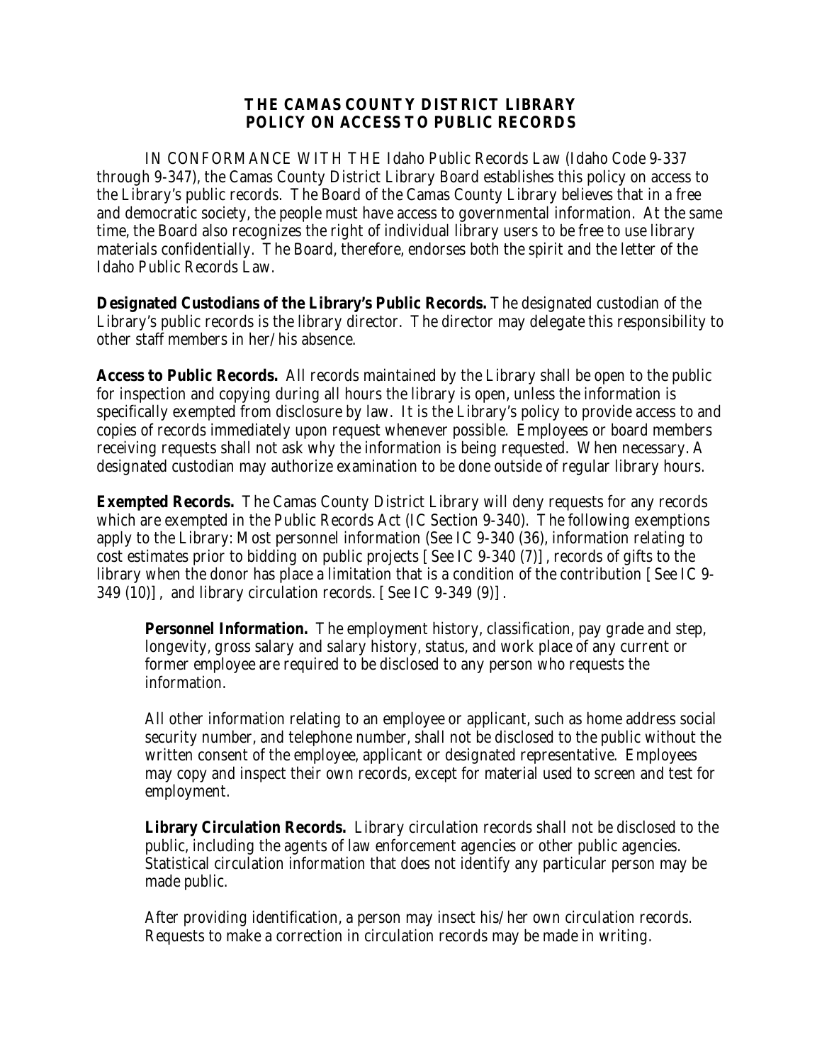# THE CAMAS COUNTY DISTRICT LIBRARY
# POLICY ON ACCESS TO PUBLIC RECORDS

IN CONFORMANCE WITH THE Idaho Public Records Law (Idaho Code 9-337 through 9-347), the Camas County District Library Board establishes this policy on access to the Library's public records. The Board of the Camas County Library believes that in a free and democratic society, the people must have access to governmental information. At the same time, the Board also recognizes the right of individual library users to be free to use library materials confidentially. The Board, therefore, endorses both the spirit and the letter of the Idaho Public Records Law.

**Designated Custodians of the Library's Public Records.** The designated custodian of the Library's public records is the library director. The director may delegate this responsibility to other staff members in her/his absence.

**Access to Public Records.** All records maintained by the Library shall be open to the public for inspection and copying during all hours the library is open, unless the information is specifically exempted from disclosure by law. It is the Library's policy to provide access to and copies of records immediately upon request whenever possible. Employees or board members receiving requests shall not ask why the information is being requested. When necessary. A designated custodian may authorize examination to be done outside of regular library hours.

**Exempted Records.** The Camas County District Library will deny requests for any records which are exempted in the Public Records Act (IC Section 9-340). The following exemptions apply to the Library: Most personnel information (See IC 9-340 (36), information relating to cost estimates prior to bidding on public projects [See IC 9-340 (7)], records of gifts to the library when the donor has place a limitation that is a condition of the contribution [See IC 9-349 (10)], and library circulation records. [See IC 9-349 (9)].

> **Personnel Information.** The employment history, classification, pay grade and step, longevity, gross salary and salary history, status, and work place of any current or former employee are required to be disclosed to any person who requests the information.
>
> All other information relating to an employee or applicant, such as home address social security number, and telephone number, shall not be disclosed to the public without the written consent of the employee, applicant or designated representative. Employees may copy and inspect their own records, except for material used to screen and test for employment.
>
> **Library Circulation Records.** Library circulation records shall not be disclosed to the public, including the agents of law enforcement agencies or other public agencies. Statistical circulation information that does not identify any particular person may be made public.
>
> After providing identification, a person may insect his/her own circulation records. Requests to make a correction in circulation records may be made in writing.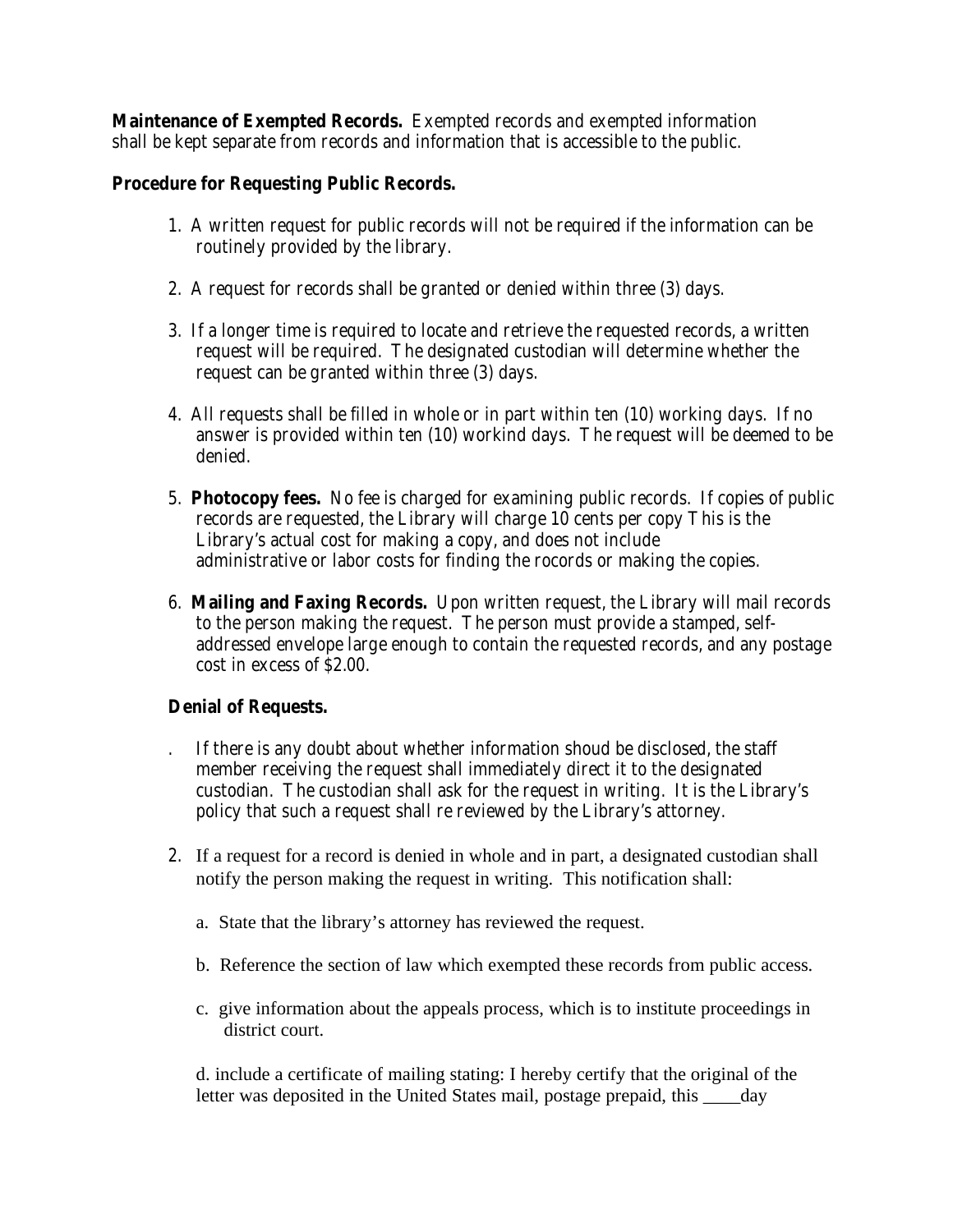**Maintenance of Exempted Records.** Exempted records and exempted information shall be kept separate from records and information that is accessible to the public.

**Procedure for Requesting Public Records.**

1. A written request for public records will not be required if the information can be routinely provided by the library.

2. A request for records shall be granted or denied within three (3) days.

3. If a longer time is required to locate and retrieve the requested records, a written request will be required. The designated custodian will determine whether the request can be granted within three (3) days.

4. All requests shall be filled in whole or in part within ten (10) working days. If no answer is provided within ten (10) workind days. The request will be deemed to be denied.

5. **Photocopy fees.** No fee is charged for examining public records. If copies of public records are requested, the Library will charge 10 cents per copy This is the Library's actual cost for making a copy, and does not include administrative or labor costs for finding the rocords or making the copies.

6. **Mailing and Faxing Records.** Upon written request, the Library will mail records to the person making the request. The person must provide a stamped, self-addressed envelope large enough to contain the requested records, and any postage cost in excess of $2.00.

**Denial of Requests.**

. If there is any doubt about whether information shoud be disclosed, the staff member receiving the request shall immediately direct it to the designated custodian. The custodian shall ask for the request in writing. It is the Library's policy that such a request shall re reviewed by the Library's attorney.

2. If a request for a record is denied in whole and in part, a designated custodian shall notify the person making the request in writing. This notification shall:

   a. State that the library's attorney has reviewed the request.

   b. Reference the section of law which exempted these records from public access.

   c. give information about the appeals process, which is to institute proceedings in district court.

   d. include a certificate of mailing stating: I hereby certify that the original of the letter was deposited in the United States mail, postage prepaid, this ____day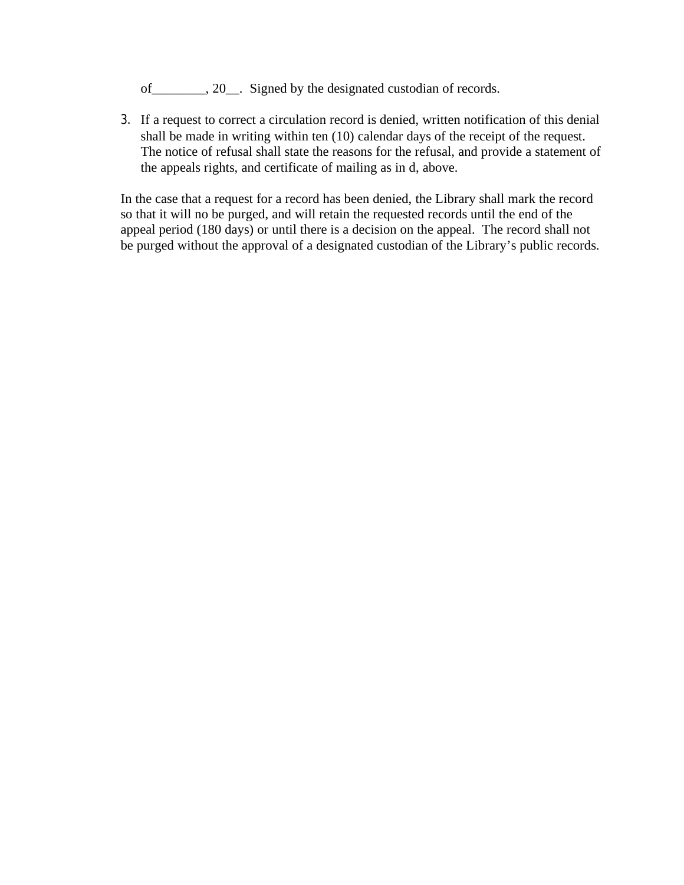of________, 20__.  Signed by the designated custodian of records.

3. If a request to correct a circulation record is denied, written notification of this denial shall be made in writing within ten (10) calendar days of the receipt of the request. The notice of refusal shall state the reasons for the refusal, and provide a statement of the appeals rights, and certificate of mailing as in d, above.

In the case that a request for a record has been denied, the Library shall mark the record so that it will no be purged, and will retain the requested records until the end of the appeal period (180 days) or until there is a decision on the appeal.  The record shall not be purged without the approval of a designated custodian of the Library's public records.